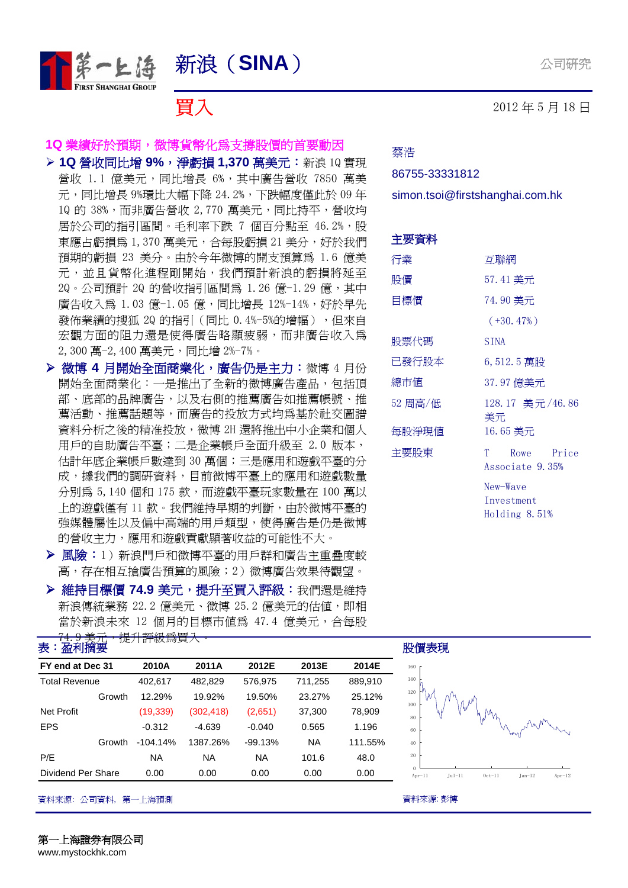# 新浪（SINA）

公司研究

**買入**

2012 年 5 月 18 日

## 1Q 業績好於預期，微博貨幣化爲支撐股價的首要動因

- **1Q 營收同比增 9%，淨虧損 1,370 萬美元：**新浪 1Q 實現營收 1.1 億美元，同比增長 6%，其中廣告營收 7850 萬美元，同比增長 9%環比大幅下降 24.2%，下跌幅度僅此於 09 年 1Q 的 38%，而非廣告營收 2,770 萬美元，同比持平，營收均居於公司的指引區間。毛利率下跌 7 個百分點至 46.2%，股東應占虧損爲 1,370 萬美元，合每股虧損 21 美分，好於我們預期的虧損 23 美分。由於今年微博的開支預算爲 1.6 億美元，並且貨幣化進程剛開始，我們預計新浪的虧損將延至 2Q。公司預計 2Q 的營收指引區間爲 1.26 億-1.29 億，其中廣告收入爲 1.03 億-1.05 億，同比增長 12%-14%，好於早先發佈業績的搜狐 2Q 的指引（同比 0.4%-5%的增幅），但來自宏觀方面的阻力還是使得廣告略顯疲弱，而非廣告收入爲 2,300 萬-2,400 萬美元，同比增 2%-7%。
- **微博 4 月開始全面商業化，廣告仍是主力：**微博 4 月份開始全面商業化：一是推出了全新的微博廣告產品，包括頂部、底部的品牌廣告，以及右側的推薦廣告如推薦帳號、推薦活動、推薦話題等，而廣告的投放方式均爲基於社交圖譜資料分析之後的精准投放，微博 2H 還將推出中小企業和個人用戶的自助廣告平臺；二是企業帳戶全面升級至 2.0 版本，估計年底企業帳戶數達到 30 萬個；三是應用和遊戲平臺的分成，據我們的調研資料，目前微博平臺上的應用和遊戲數量分別爲 5,140 個和 175 款，而遊戲平臺玩家數量在 100 萬以上的遊戲僅有 11 款。我們維持早期的判斷，由於微博平臺的強媒體屬性以及偏中高端的用戶類型，使得廣告是仍是微博的營收主力，應用和遊戲貢獻顯著收益的可能性不大。
- **風險：**1）新浪門戶和微博平臺的用戶群和廣告主重疊度較高，存在相互搶廣告預算的風險；2）微博廣告效果待觀望。
- **維持目標價 74.9 美元，提升至買入評級：**我們還是維持新浪傳統業務 22.2 億美元、微博 25.2 億美元的估值，即相當於新浪未來 12 個月的目標市值爲 47.4 億美元，合每股 74.9 美元，提升評級爲買入。

蔡浩

86755-33331812

simon.tsoi@firstshanghai.com.hk

### 主要資料

| | |
|---|---|
| 行業 | 互聯網 |
| 股價 | 57.41 美元 |
| 目標價 | 74.90 美元 （+30.47%） |
| 股票代碼 | SINA |
| 已發行股本 | 6,512.5 萬股 |
| 總市值 | 37.97 億美元 |
| 52 周高/低 | 128.17 美元/46.86 美元 |
| 每股淨現值 | 16.65 美元 |
| 主要股東 | T Rowe Price Associate 9.35%<br>New-Wave Investment Holding 8.51% |

### 表：盈利摘要

| FY end at Dec 31 | 2010A | 2011A | 2012E | 2013E | 2014E |
|---|---|---|---|---|---|
| Total Revenue | 402,617 | 482,829 | 576,975 | 711,255 | 889,910 |
| Growth | 12.29% | 19.92% | 19.50% | 23.27% | 25.12% |
| Net Profit | (19,339) | (302,418) | (2,651) | 37,300 | 78,909 |
| EPS | -0.312 | -4.639 | -0.040 | 0.565 | 1.196 |
| Growth | -104.14% | 1387.26% | -99.13% | NA | 111.55% |
| P/E | NA | NA | NA | 101.6 | 48.0 |
| Dividend Per Share | 0.00 | 0.00 | 0.00 | 0.00 | 0.00 |

資料來源：公司資料，第一上海預測

### 股價表現

資料來源：彭博

第一上海證券有限公司
www.mystockhk.com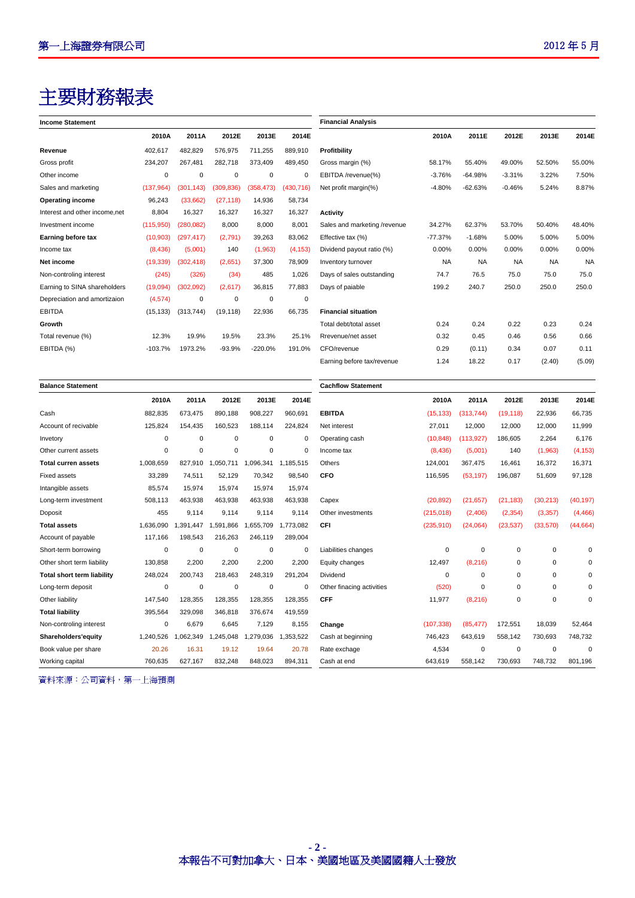# 主要財務報表

| Income Statement | 2010A | 2011A | 2012E | 2013E | 2014E |
|---|---|---|---|---|---|
| **Revenue** | 402,617 | 482,829 | 576,975 | 711,255 | 889,910 |
| Gross profit | 234,207 | 267,481 | 282,718 | 373,409 | 489,450 |
| Other income | 0 | 0 | 0 | 0 | 0 |
| Sales and marketing | (137,964) | (301,143) | (309,836) | (358,473) | (430,716) |
| **Operating income** | 96,243 | (33,662) | (27,118) | 14,936 | 58,734 |
| Interest and other income,net | 8,804 | 16,327 | 16,327 | 16,327 | 16,327 |
| Investment income | (115,950) | (280,082) | 8,000 | 8,000 | 8,001 |
| **Earning before tax** | (10,903) | (297,417) | (2,791) | 39,263 | 83,062 |
| Income tax | (8,436) | (5,001) | 140 | (1,963) | (4,153) |
| **Net income** | (19,339) | (302,418) | (2,651) | 37,300 | 78,909 |
| Non-controling interest | (245) | (326) | (34) | 485 | 1,026 |
| Earning to SINA shareholders | (19,094) | (302,092) | (2,617) | 36,815 | 77,883 |
| Depreciation and amortizaion | (4,574) | 0 | 0 | 0 | 0 |
| EBITDA | (15,133) | (313,744) | (19,118) | 22,936 | 66,735 |
| **Growth** | | | | | |
| Total revenue (%) | 12.3% | 19.9% | 19.5% | 23.3% | 25.1% |
| EBITDA (%) | -103.7% | 1973.2% | -93.9% | -220.0% | 191.0% |

| Financial Analysis | 2010A | 2011E | 2012E | 2013E | 2014E |
|---|---|---|---|---|---|
| **Profitbility** | | | | | |
| Gross margin (%) | 58.17% | 55.40% | 49.00% | 52.50% | 55.00% |
| EBITDA /revenue(%) | -3.76% | -64.98% | -3.31% | 3.22% | 7.50% |
| Net profit margin(%) | -4.80% | -62.63% | -0.46% | 5.24% | 8.87% |
| **Activity** | | | | | |
| Sales and marketing /revenue | 34.27% | 62.37% | 53.70% | 50.40% | 48.40% |
| Effective tax (%) | -77.37% | -1.68% | 5.00% | 5.00% | 5.00% |
| Dividend payout ratio (%) | 0.00% | 0.00% | 0.00% | 0.00% | 0.00% |
| Inventory turnover | NA | NA | NA | NA | NA |
| Days of sales outstanding | 74.7 | 76.5 | 75.0 | 75.0 | 75.0 |
| Days of paiable | 199.2 | 240.7 | 250.0 | 250.0 | 250.0 |
| **Financial situation** | | | | | |
| Total debt/total asset | 0.24 | 0.24 | 0.22 | 0.23 | 0.24 |
| Rrevenue/net asset | 0.32 | 0.45 | 0.46 | 0.56 | 0.66 |
| CFO/revenue | 0.29 | (0.11) | 0.34 | 0.07 | 0.11 |
| Earning before tax/revenue | 1.24 | 18.22 | 0.17 | (2.40) | (5.09) |

| Balance Statement | 2010A | 2011A | 2012E | 2013E | 2014E |
|---|---|---|---|---|---|
| Cash | 882,835 | 673,475 | 890,188 | 908,227 | 960,691 |
| Account of recivable | 125,824 | 154,435 | 160,523 | 188,114 | 224,824 |
| Invetory | 0 | 0 | 0 | 0 | 0 |
| Other current assets | 0 | 0 | 0 | 0 | 0 |
| **Total curren assets** | 1,008,659 | 827,910 | 1,050,711 | 1,096,341 | 1,185,515 |
| Fixed assets | 33,289 | 74,511 | 52,129 | 70,342 | 98,540 |
| Intangible assets | 85,574 | 15,974 | 15,974 | 15,974 | 15,974 |
| Long-term investment | 508,113 | 463,938 | 463,938 | 463,938 | 463,938 |
| Doposit | 455 | 9,114 | 9,114 | 9,114 | 9,114 |
| **Total assets** | 1,636,090 | 1,391,447 | 1,591,866 | 1,655,709 | 1,773,082 |
| Account of payable | 117,166 | 198,543 | 216,263 | 246,119 | 289,004 |
| Short-term borrowing | 0 | 0 | 0 | 0 | 0 |
| Other short term liability | 130,858 | 2,200 | 2,200 | 2,200 | 2,200 |
| **Total short term liability** | 248,024 | 200,743 | 218,463 | 248,319 | 291,204 |
| Long-term deposit | 0 | 0 | 0 | 0 | 0 |
| Other liability | 147,540 | 128,355 | 128,355 | 128,355 | 128,355 |
| **Total liability** | 395,564 | 329,098 | 346,818 | 376,674 | 419,559 |
| Non-controling interest | 0 | 6,679 | 6,645 | 7,129 | 8,155 |
| **Shareholders'equity** | 1,240,526 | 1,062,349 | 1,245,048 | 1,279,036 | 1,353,522 |
| Book value per share | 20.26 | 16.31 | 19.12 | 19.64 | 20.78 |
| Working capital | 760,635 | 627,167 | 832,248 | 848,023 | 894,311 |

| Cachflow Statement | 2010A | 2011A | 2012E | 2013E | 2014E |
|---|---|---|---|---|---|
| **EBITDA** | (15,133) | (313,744) | (19,118) | 22,936 | 66,735 |
| Net interest | 27,011 | 12,000 | 12,000 | 12,000 | 11,999 |
| Operating cash | (10,848) | (113,927) | 186,605 | 2,264 | 6,176 |
| Income tax | (8,436) | (5,001) | 140 | (1,963) | (4,153) |
| Others | 124,001 | 367,475 | 16,461 | 16,372 | 16,371 |
| **CFO** | 116,595 | (53,197) | 196,087 | 51,609 | 97,128 |
| Capex | (20,892) | (21,657) | (21,183) | (30,213) | (40,197) |
| Other investments | (215,018) | (2,406) | (2,354) | (3,357) | (4,466) |
| **CFI** | (235,910) | (24,064) | (23,537) | (33,570) | (44,664) |
| Liabilities changes | 0 | 0 | 0 | 0 | 0 |
| Equity changes | 12,497 | (8,216) | 0 | 0 | 0 |
| Dividend | 0 | 0 | 0 | 0 | 0 |
| Other financing activities | (520) | 0 | 0 | 0 | 0 |
| **CFF** | 11,977 | (8,216) | 0 | 0 | 0 |
| **Change** | (107,338) | (85,477) | 172,551 | 18,039 | 52,464 |
| Cash at beginning | 746,423 | 643,619 | 558,142 | 730,693 | 748,732 |
| Rate exchage | 4,534 | 0 | 0 | 0 | 0 |
| Cash at end | 643,619 | 558,142 | 730,693 | 748,732 | 801,196 |

資料來源：公司資料，第一上海預測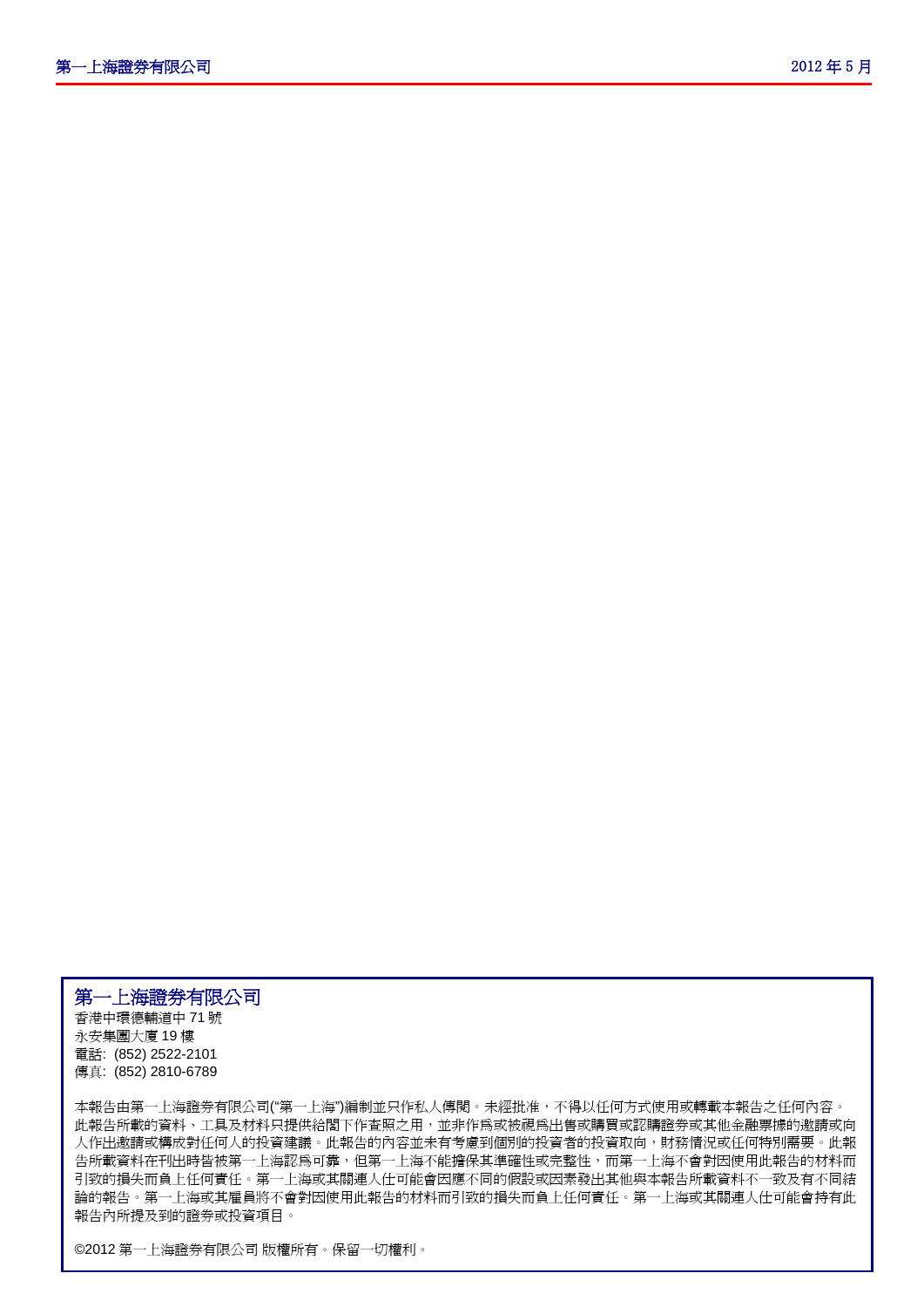## 第一上海證券有限公司

香港中環德輔道中 71 號
永安集團大廈 19 樓
電話: (852) 2522-2101
傳真: (852) 2810-6789

本報告由第一上海證券有限公司("第一上海")編制並只作私人傳閱。未經批准，不得以任何方式使用或轉載本報告之任何內容。此報告所載的資料、工具及材料只提供給閣下作查照之用，並非作爲或被視爲出售或購買或認購證劵或其他金融票據的邀請或向人作出邀請或構成對任何人的投資建議。此報告的內容並未有考慮到個別的投資者的投資取向，財務情況或任何特別需要。此報告所載資料在刊出時皆被第一上海認爲可靠，但第一上海不能擔保其準確性或完整性，而第一上海不會對因使用此報告的材料而引致的損失而負上任何責任。第一上海或其關連人仕可能會因應不同的假設或因素發出其他與本報告所載資料不一致及有不同結論的報告。第一上海或其雇員將不會對因使用此報告的材料而引致的損失而負上任何責任。第一上海或其關連人仕可能會持有此報告內所提及到的證劵或投資項目。

©2012 第一上海證劵有限公司 版權所有。保留一切權利。